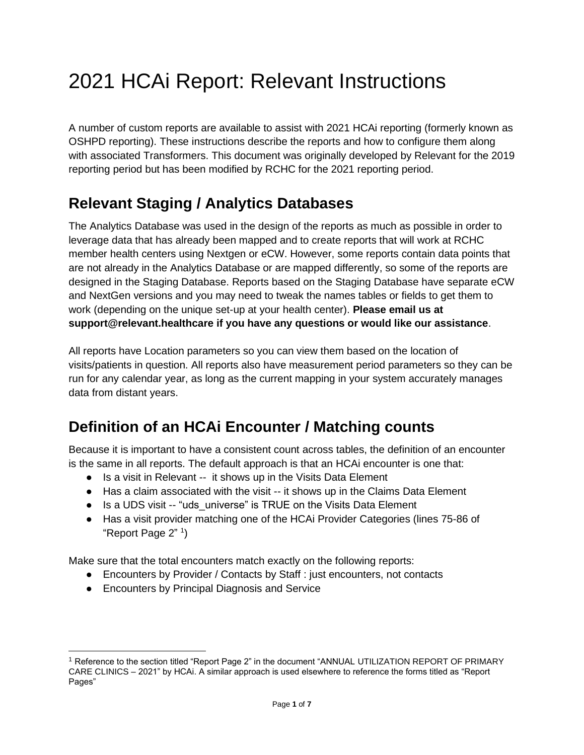# 2021 HCAi Report: Relevant Instructions

A number of custom reports are available to assist with 2021 HCAi reporting (formerly known as OSHPD reporting). These instructions describe the reports and how to configure them along with associated Transformers. This document was originally developed by Relevant for the 2019 reporting period but has been modified by RCHC for the 2021 reporting period.

## Relevant Staging / Analytics Databases

The Analytics Database was used in the design of the reports as much as possible in order to leverage data that has already been mapped and to create reports that will work at RCHC member health centers using Nextgen or eCW. However, some reports contain data points that are not already in the Analytics Database or are mapped differently, so some of the reports are designed in the Staging Database. Reports based on the Staging Database have separate eCW and NextGen versions and you may need to tweak the names tables or fields to get them to work (depending on the unique set-up at your health center). **Please email us at support@relevant.healthcare if you have any questions or would like our assistance**.

All reports have Location parameters so you can view them based on the location of visits/patients in question. All reports also have measurement period parameters so they can be run for any calendar year, as long as the current mapping in your system accurately manages data from distant years.

## Definition of an HCAi Encounter / Matching counts

Because it is important to have a consistent count across tables, the definition of an encounter is the same in all reports. The default approach is that an HCAi encounter is one that:

- Is a visit in Relevant -- it shows up in the Visits Data Element
- Has a claim associated with the visit -- it shows up in the Claims Data Element
- Is a UDS visit -- "uds_universe" is TRUE on the Visits Data Element
- Has a visit provider matching one of the HCAi Provider Categories (lines 75-86 of "Report Page 2" [1])

Make sure that the total encounters match exactly on the following reports:

- Encounters by Provider / Contacts by Staff : just encounters, not contacts
- Encounters by Principal Diagnosis and Service

[1] Reference to the section titled "Report Page 2" in the document "ANNUAL UTILIZATION REPORT OF PRIMARY CARE CLINICS – 2021" by HCAi. A similar approach is used elsewhere to reference the forms titled as "Report Pages"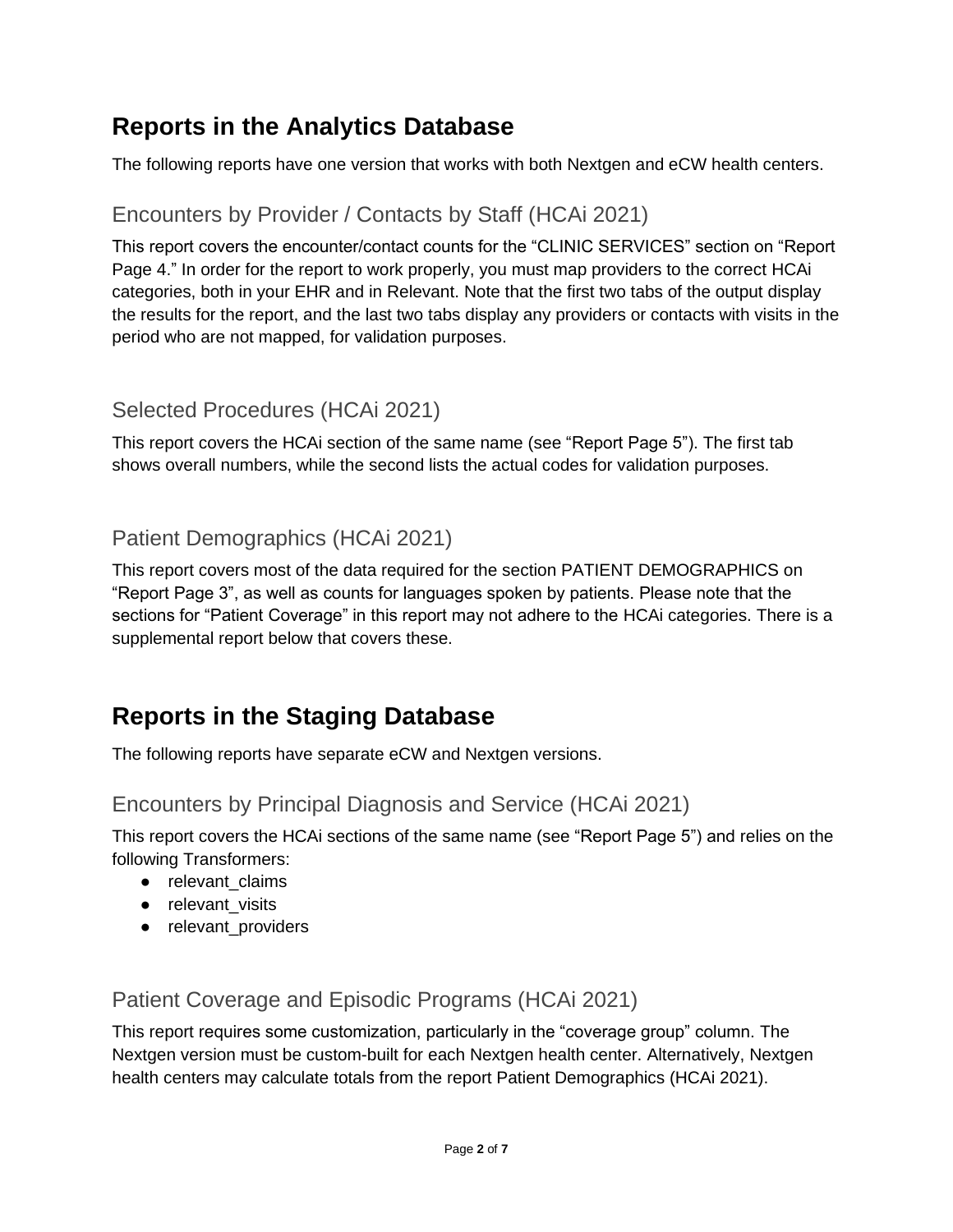## Reports in the Analytics Database

The following reports have one version that works with both Nextgen and eCW health centers.

### Encounters by Provider / Contacts by Staff (HCAi 2021)

This report covers the encounter/contact counts for the "CLINIC SERVICES" section on "Report Page 4." In order for the report to work properly, you must map providers to the correct HCAi categories, both in your EHR and in Relevant. Note that the first two tabs of the output display the results for the report, and the last two tabs display any providers or contacts with visits in the period who are not mapped, for validation purposes.

### Selected Procedures (HCAi 2021)

This report covers the HCAi section of the same name (see "Report Page 5"). The first tab shows overall numbers, while the second lists the actual codes for validation purposes.

### Patient Demographics (HCAi 2021)

This report covers most of the data required for the section PATIENT DEMOGRAPHICS on "Report Page 3", as well as counts for languages spoken by patients. Please note that the sections for "Patient Coverage" in this report may not adhere to the HCAi categories. There is a supplemental report below that covers these.

## Reports in the Staging Database

The following reports have separate eCW and Nextgen versions.

### Encounters by Principal Diagnosis and Service (HCAi 2021)

This report covers the HCAi sections of the same name (see "Report Page 5") and relies on the following Transformers:

- relevant_claims
- relevant_visits
- relevant_providers

### Patient Coverage and Episodic Programs (HCAi 2021)

This report requires some customization, particularly in the "coverage group" column. The Nextgen version must be custom-built for each Nextgen health center. Alternatively, Nextgen health centers may calculate totals from the report Patient Demographics (HCAi 2021).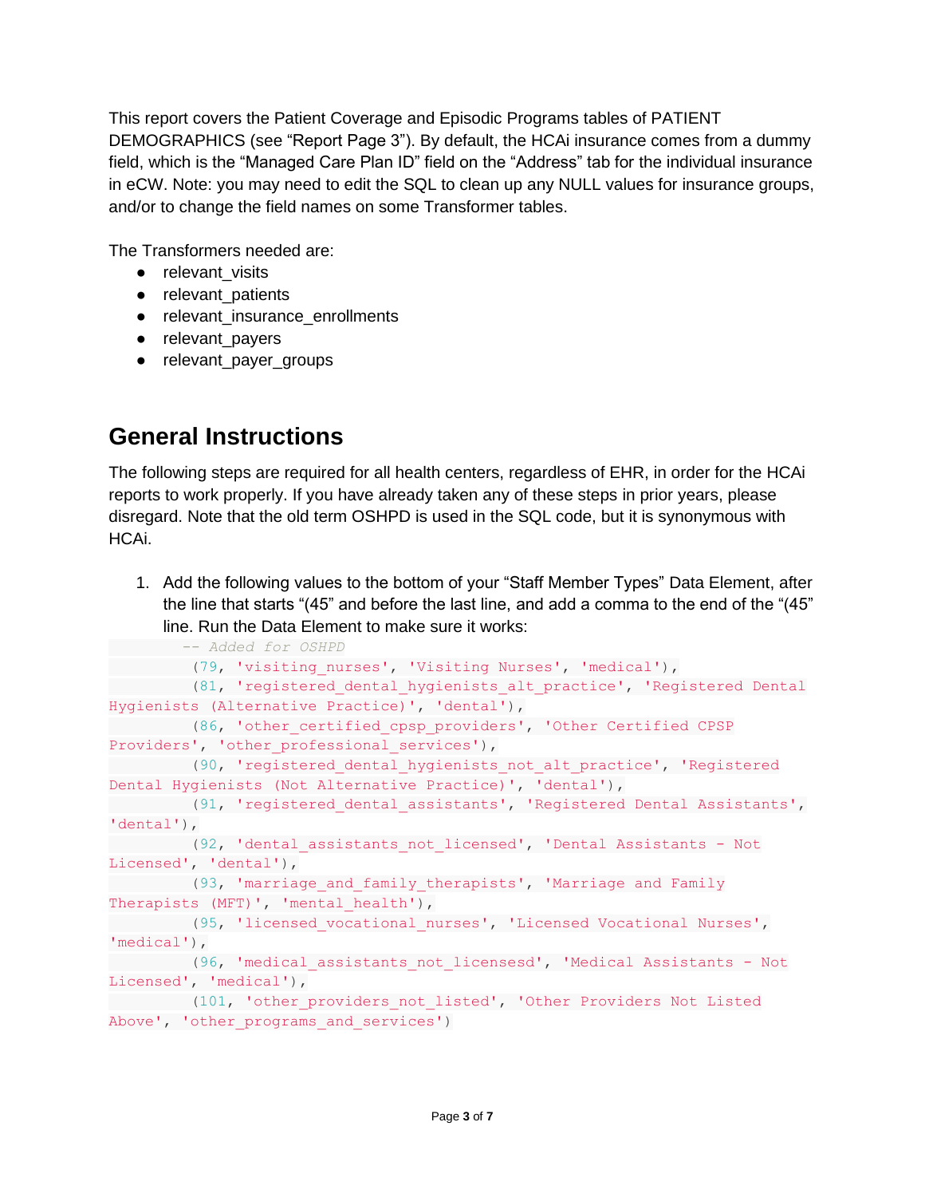This report covers the Patient Coverage and Episodic Programs tables of PATIENT DEMOGRAPHICS (see "Report Page 3"). By default, the HCAi insurance comes from a dummy field, which is the "Managed Care Plan ID" field on the "Address" tab for the individual insurance in eCW. Note: you may need to edit the SQL to clean up any NULL values for insurance groups, and/or to change the field names on some Transformer tables.

The Transformers needed are:

- relevant_visits
- relevant_patients
- relevant_insurance_enrollments
- relevant_payers
- relevant_payer_groups

## General Instructions

The following steps are required for all health centers, regardless of EHR, in order for the HCAi reports to work properly. If you have already taken any of these steps in prior years, please disregard. Note that the old term OSHPD is used in the SQL code, but it is synonymous with HCAi.

1. Add the following values to the bottom of your "Staff Member Types" Data Element, after the line that starts "(45" and before the last line, and add a comma to the end of the "(45" line. Run the Data Element to make sure it works:

```
        -- Added for OSHPD
        (79, 'visiting_nurses', 'Visiting Nurses', 'medical'),
        (81, 'registered_dental_hygienists_alt_practice', 'Registered Dental Hygienists (Alternative Practice)', 'dental'),
        (86, 'other_certified_cpsp_providers', 'Other Certified CPSP Providers', 'other_professional_services'),
        (90, 'registered_dental_hygienists_not_alt_practice', 'Registered Dental Hygienists (Not Alternative Practice)', 'dental'),
        (91, 'registered_dental_assistants', 'Registered Dental Assistants', 'dental'),
        (92, 'dental_assistants_not_licensed', 'Dental Assistants - Not Licensed', 'dental'),
        (93, 'marriage_and_family_therapists', 'Marriage and Family Therapists (MFT)', 'mental_health'),
        (95, 'licensed_vocational_nurses', 'Licensed Vocational Nurses', 'medical'),
        (96, 'medical_assistants_not_licensesd', 'Medical Assistants - Not Licensed', 'medical'),
        (101, 'other_providers_not_listed', 'Other Providers Not Listed Above', 'other_programs_and_services')
```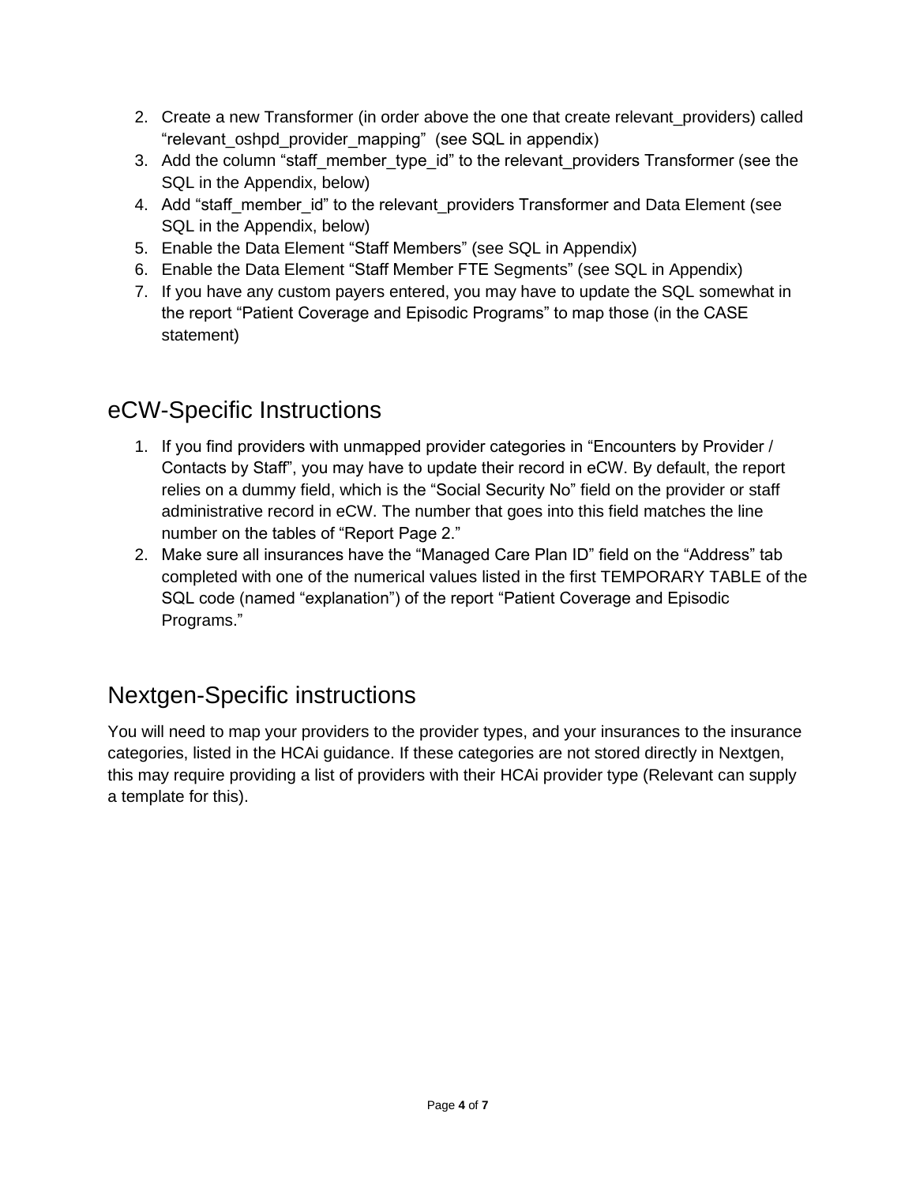2. Create a new Transformer (in order above the one that create relevant_providers) called "relevant_oshpd_provider_mapping" (see SQL in appendix)
3. Add the column "staff_member_type_id" to the relevant_providers Transformer (see the SQL in the Appendix, below)
4. Add "staff_member_id" to the relevant_providers Transformer and Data Element (see SQL in the Appendix, below)
5. Enable the Data Element "Staff Members" (see SQL in Appendix)
6. Enable the Data Element "Staff Member FTE Segments" (see SQL in Appendix)
7. If you have any custom payers entered, you may have to update the SQL somewhat in the report "Patient Coverage and Episodic Programs" to map those (in the CASE statement)

## eCW-Specific Instructions

1. If you find providers with unmapped provider categories in "Encounters by Provider / Contacts by Staff", you may have to update their record in eCW. By default, the report relies on a dummy field, which is the "Social Security No" field on the provider or staff administrative record in eCW. The number that goes into this field matches the line number on the tables of "Report Page 2."
2. Make sure all insurances have the "Managed Care Plan ID" field on the "Address" tab completed with one of the numerical values listed in the first TEMPORARY TABLE of the SQL code (named "explanation") of the report "Patient Coverage and Episodic Programs."

## Nextgen-Specific instructions

You will need to map your providers to the provider types, and your insurances to the insurance categories, listed in the HCAi guidance. If these categories are not stored directly in Nextgen, this may require providing a list of providers with their HCAi provider type (Relevant can supply a template for this).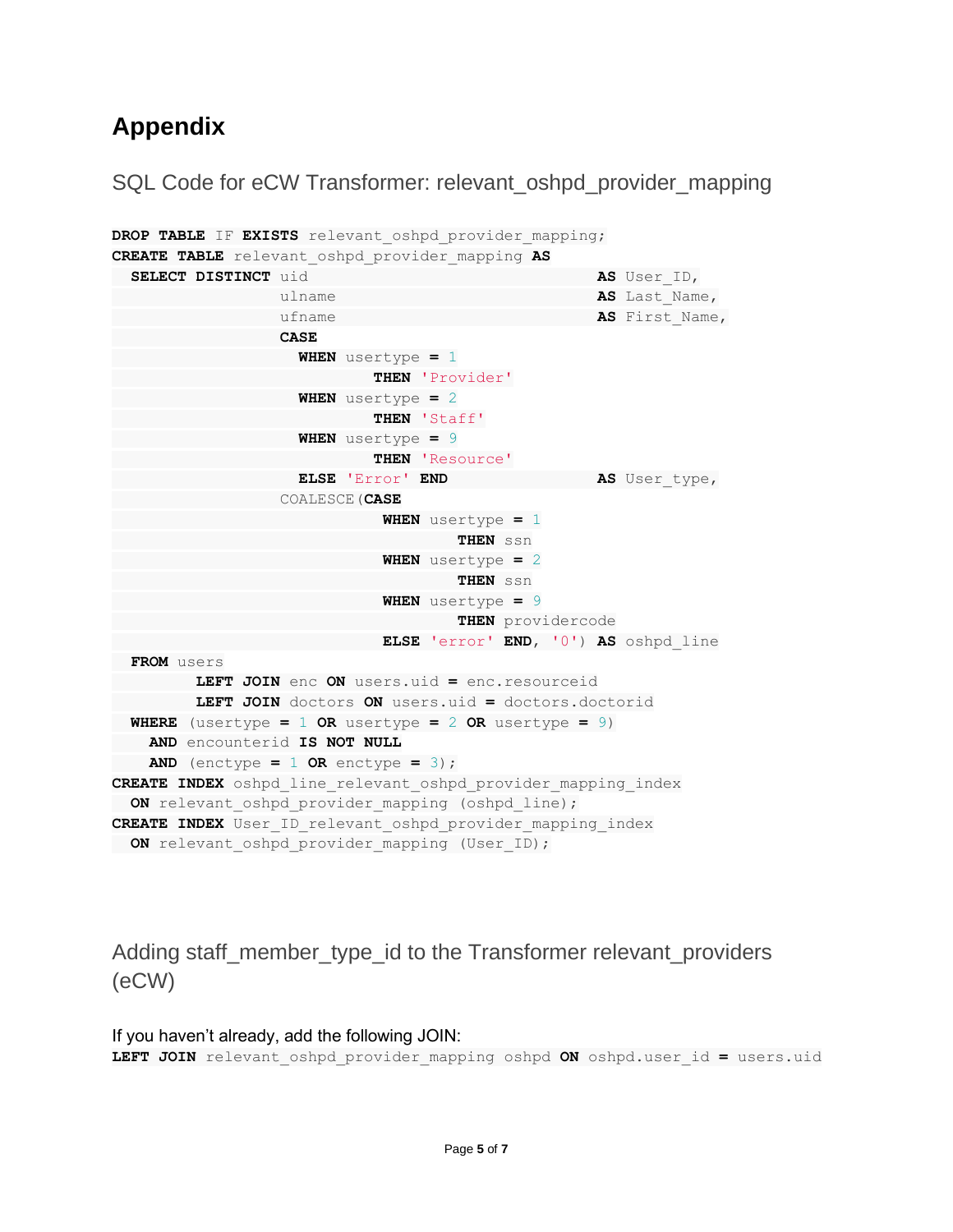# Appendix

## SQL Code for eCW Transformer: relevant_oshpd_provider_mapping

```
DROP TABLE IF EXISTS relevant_oshpd_provider_mapping;
CREATE TABLE relevant_oshpd_provider_mapping AS
  SELECT DISTINCT uid                                 AS User_ID,
                  ulname                              AS Last_Name,
                  ufname                              AS First_Name,
                  CASE
                    WHEN usertype = 1
                        THEN 'Provider'
                    WHEN usertype = 2
                        THEN 'Staff'
                    WHEN usertype = 9
                        THEN 'Resource'
                    ELSE 'Error' END                  AS User_type,
                  COALESCE(CASE
                             WHEN usertype = 1
                                 THEN ssn
                             WHEN usertype = 2
                                 THEN ssn
                             WHEN usertype = 9
                                 THEN providercode
                             ELSE 'error' END, '0') AS oshpd_line
  FROM users
         LEFT JOIN enc ON users.uid = enc.resourceid
         LEFT JOIN doctors ON users.uid = doctors.doctorid
  WHERE (usertype = 1 OR usertype = 2 OR usertype = 9)
    AND encounterid IS NOT NULL
    AND (enctype = 1 OR enctype = 3);
CREATE INDEX oshpd_line_relevant_oshpd_provider_mapping_index
  ON relevant_oshpd_provider_mapping (oshpd_line);
CREATE INDEX User_ID_relevant_oshpd_provider_mapping_index
  ON relevant_oshpd_provider_mapping (User_ID);
```

## Adding staff_member_type_id to the Transformer relevant_providers (eCW)

If you haven't already, add the following JOIN:

```
LEFT JOIN relevant_oshpd_provider_mapping oshpd ON oshpd.user_id = users.uid
```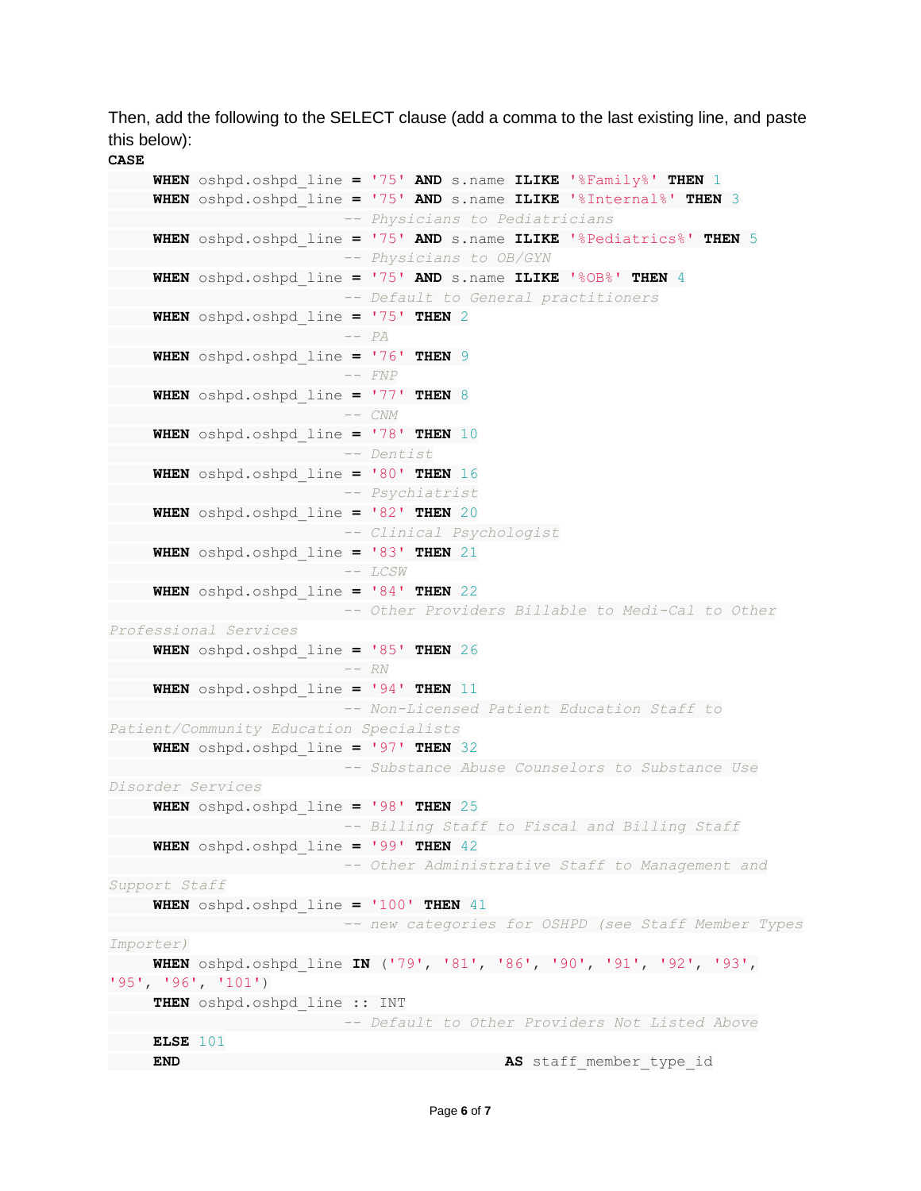Then, add the following to the SELECT clause (add a comma to the last existing line, and paste this below):

```
CASE
    WHEN oshpd.oshpd_line = '75' AND s.name ILIKE '%Family%' THEN 1
    WHEN oshpd.oshpd_line = '75' AND s.name ILIKE '%Internal%' THEN 3
                            -- Physicians to Pediatricians
    WHEN oshpd.oshpd_line = '75' AND s.name ILIKE '%Pediatrics%' THEN 5
                            -- Physicians to OB/GYN
    WHEN oshpd.oshpd_line = '75' AND s.name ILIKE '%OB%' THEN 4
                            -- Default to General practitioners
    WHEN oshpd.oshpd_line = '75' THEN 2
                            -- PA
    WHEN oshpd.oshpd_line = '76' THEN 9
                            -- FNP
    WHEN oshpd.oshpd_line = '77' THEN 8
                            -- CNM
    WHEN oshpd.oshpd_line = '78' THEN 10
                            -- Dentist
    WHEN oshpd.oshpd_line = '80' THEN 16
                            -- Psychiatrist
    WHEN oshpd.oshpd_line = '82' THEN 20
                            -- Clinical Psychologist
    WHEN oshpd.oshpd_line = '83' THEN 21
                            -- LCSW
    WHEN oshpd.oshpd_line = '84' THEN 22
                            -- Other Providers Billable to Medi-Cal to Other
Professional Services
    WHEN oshpd.oshpd_line = '85' THEN 26
                            -- RN
    WHEN oshpd.oshpd_line = '94' THEN 11
                            -- Non-Licensed Patient Education Staff to
Patient/Community Education Specialists
    WHEN oshpd.oshpd_line = '97' THEN 32
                            -- Substance Abuse Counselors to Substance Use
Disorder Services
    WHEN oshpd.oshpd_line = '98' THEN 25
                            -- Billing Staff to Fiscal and Billing Staff
    WHEN oshpd.oshpd_line = '99' THEN 42
                            -- Other Administrative Staff to Management and
Support Staff
    WHEN oshpd.oshpd_line = '100' THEN 41
                            -- new categories for OSHPD (see Staff Member Types
Importer)
    WHEN oshpd.oshpd_line IN ('79', '81', '86', '90', '91', '92', '93',
'95', '96', '101')
    THEN oshpd.oshpd_line :: INT
                            -- Default to Other Providers Not Listed Above
    ELSE 101
    END                                         AS staff_member_type_id
```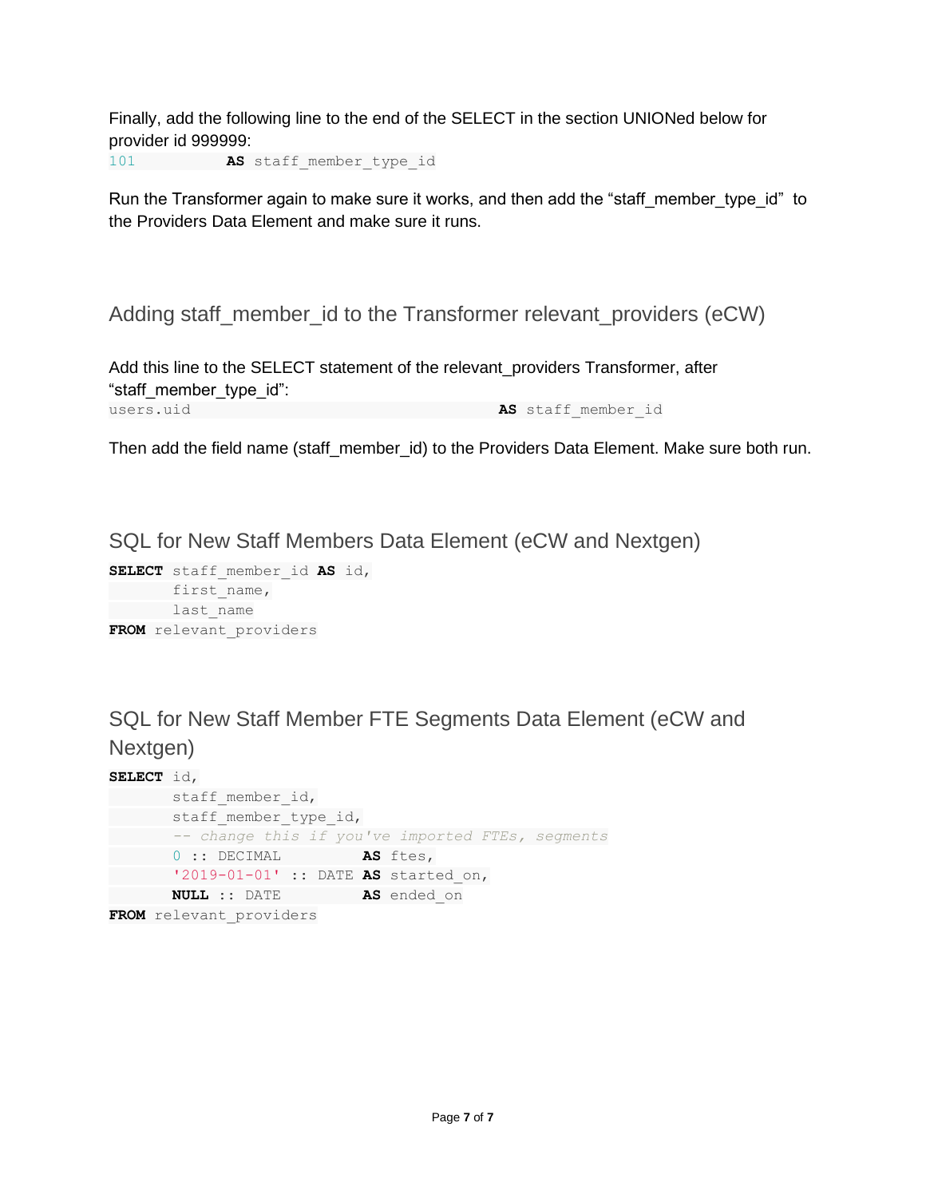Finally, add the following line to the end of the SELECT in the section UNIONed below for provider id 999999:

```
101           AS staff_member_type_id
```

Run the Transformer again to make sure it works, and then add the “staff_member_type_id” to the Providers Data Element and make sure it runs.

## Adding staff_member_id to the Transformer relevant_providers (eCW)

Add this line to the SELECT statement of the relevant_providers Transformer, after “staff_member_type_id”:

```
users.uid                                           AS staff_member_id
```

Then add the field name (staff_member_id) to the Providers Data Element. Make sure both run.

## SQL for New Staff Members Data Element (eCW and Nextgen)

```
SELECT staff_member_id AS id,
       first_name,
       last_name
FROM relevant_providers
```

## SQL for New Staff Member FTE Segments Data Element (eCW and Nextgen)

```
SELECT id,
       staff_member_id,
       staff_member_type_id,
       -- change this if you've imported FTEs, segments
       0 :: DECIMAL          AS ftes,
       '2019-01-01' :: DATE  AS started_on,
       NULL :: DATE          AS ended_on
FROM relevant_providers
```